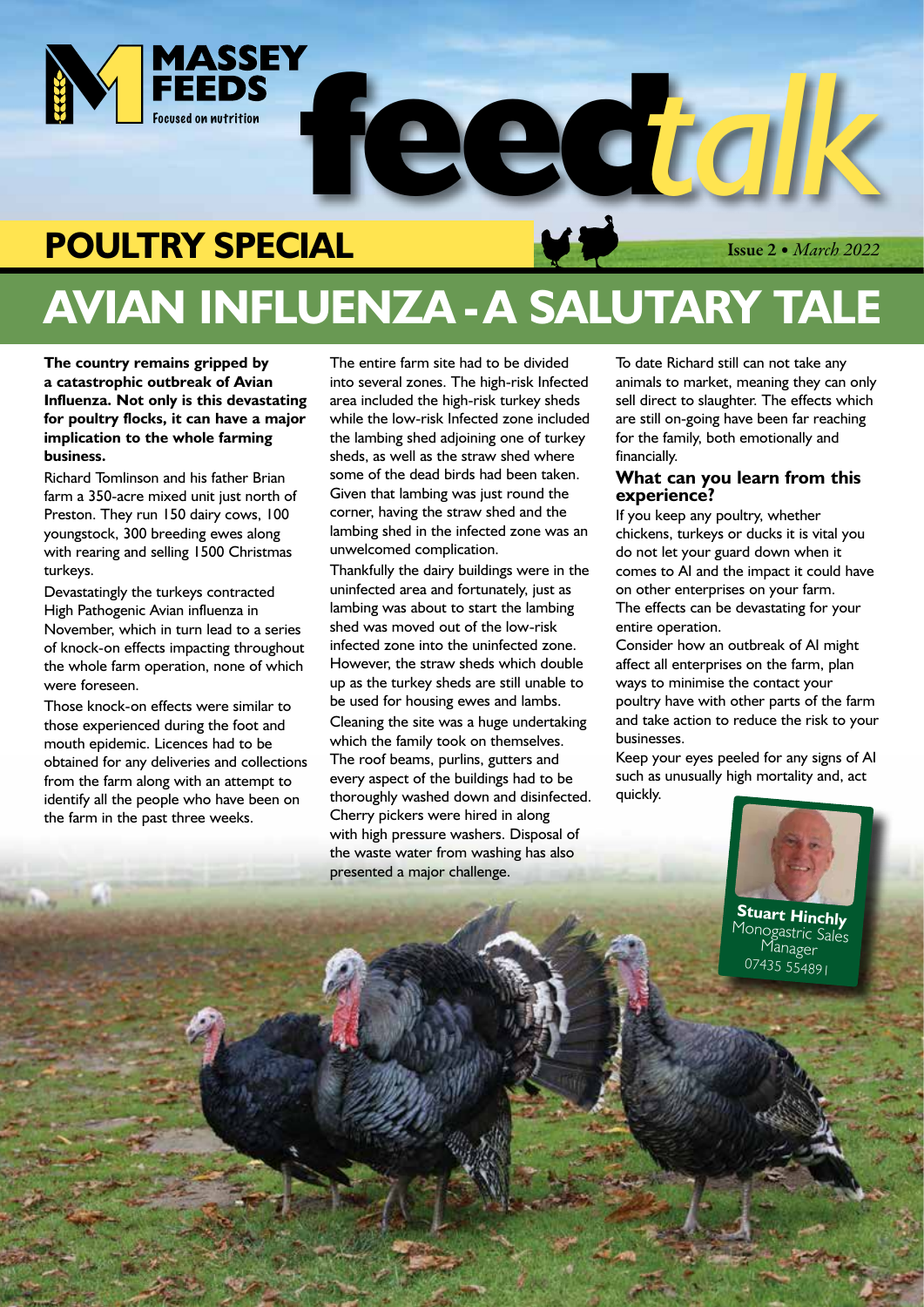MASSEY FEEDS
Focused on nutrition

# feed*talk*

**POULTRY SPECIAL**

Issue 2 • *March 2022*

# AVIAN INFLUENZA - A SALUTARY TALE

**The country remains gripped by a catastrophic outbreak of Avian Influenza. Not only is this devastating for poultry flocks, it can have a major implication to the whole farming business.**

Richard Tomlinson and his father Brian farm a 350-acre mixed unit just north of Preston. They run 150 dairy cows, 100 youngstock, 300 breeding ewes along with rearing and selling 1500 Christmas turkeys.

Devastatingly the turkeys contracted High Pathogenic Avian influenza in November, which in turn lead to a series of knock-on effects impacting throughout the whole farm operation, none of which were foreseen.

Those knock-on effects were similar to those experienced during the foot and mouth epidemic. Licences had to be obtained for any deliveries and collections from the farm along with an attempt to identify all the people who have been on the farm in the past three weeks.

The entire farm site had to be divided into several zones. The high-risk Infected area included the high-risk turkey sheds while the low-risk Infected zone included the lambing shed adjoining one of turkey sheds, as well as the straw shed where some of the dead birds had been taken. Given that lambing was just round the corner, having the straw shed and the lambing shed in the infected zone was an unwelcomed complication.

Thankfully the dairy buildings were in the uninfected area and fortunately, just as lambing was about to start the lambing shed was moved out of the low-risk infected zone into the uninfected zone. However, the straw sheds which double up as the turkey sheds are still unable to be used for housing ewes and lambs.

Cleaning the site was a huge undertaking which the family took on themselves. The roof beams, purlins, gutters and every aspect of the buildings had to be thoroughly washed down and disinfected. Cherry pickers were hired in along with high pressure washers. Disposal of the waste water from washing has also presented a major challenge.

To date Richard still can not take any animals to market, meaning they can only sell direct to slaughter. The effects which are still on-going have been far reaching for the family, both emotionally and financially.

## What can you learn from this experience?

If you keep any poultry, whether chickens, turkeys or ducks it is vital you do not let your guard down when it comes to AI and the impact it could have on other enterprises on your farm. The effects can be devastating for your entire operation.

Consider how an outbreak of AI might affect all enterprises on the farm, plan ways to minimise the contact your poultry have with other parts of the farm and take action to reduce the risk to your businesses.

Keep your eyes peeled for any signs of AI such as unusually high mortality and, act quickly.

**Stuart Hinchly**
Monogastric Sales Manager
07435 554891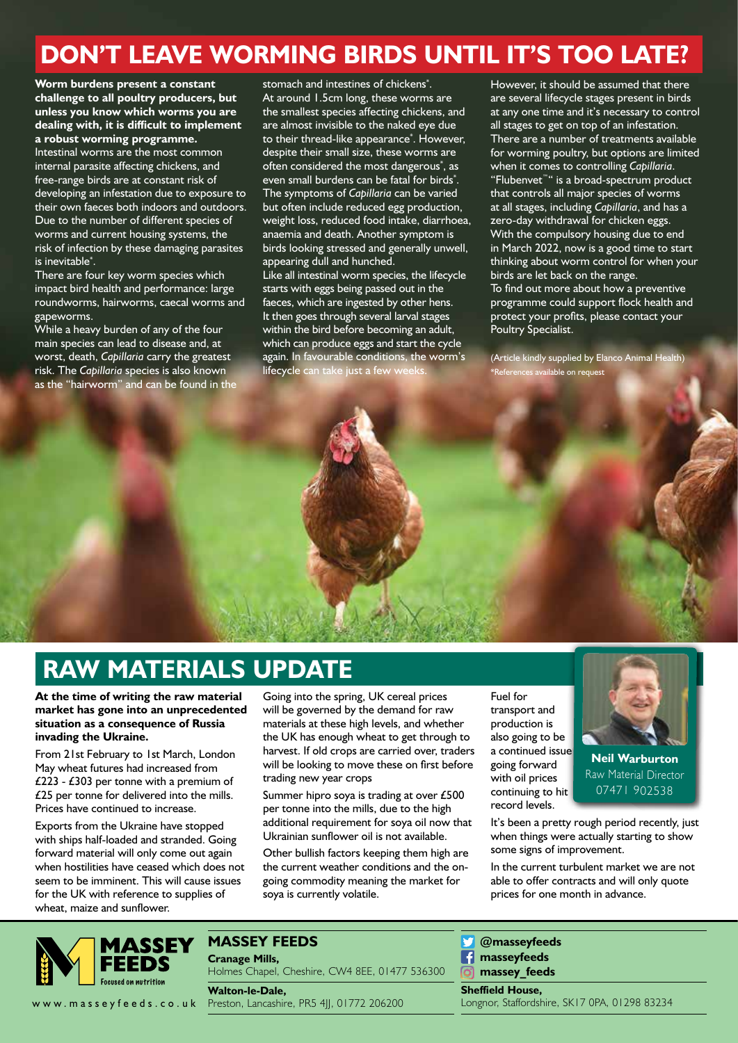# DON'T LEAVE WORMING BIRDS UNTIL IT'S TOO LATE?

**Worm burdens present a constant challenge to all poultry producers, but unless you know which worms you are dealing with, it is difficult to implement a robust worming programme.**

Intestinal worms are the most common internal parasite affecting chickens, and free-range birds are at constant risk of developing an infestation due to exposure to their own faeces both indoors and outdoors. Due to the number of different species of worms and current housing systems, the risk of infection by these damaging parasites is inevitable*.

There are four key worm species which impact bird health and performance: large roundworms, hairworms, caecal worms and gapeworms.

While a heavy burden of any of the four main species can lead to disease and, at worst, death, *Capillaria* carry the greatest risk. The *Capillaria* species is also known as the "hairworm" and can be found in the stomach and intestines of chickens*. At around 1.5cm long, these worms are the smallest species affecting chickens, and are almost invisible to the naked eye due to their thread-like appearance*. However, despite their small size, these worms are often considered the most dangerous*, as even small burdens can be fatal for birds*. The symptoms of *Capillaria* can be varied but often include reduced egg production, weight loss, reduced food intake, diarrhoea, anaemia and death. Another symptom is birds looking stressed and generally unwell, appearing dull and hunched.

Like all intestinal worm species, the lifecycle starts with eggs being passed out in the faeces, which are ingested by other hens. It then goes through several larval stages within the bird before becoming an adult, which can produce eggs and start the cycle again. In favourable conditions, the worm's lifecycle can take just a few weeks.

However, it should be assumed that there are several lifecycle stages present in birds at any one time and it's necessary to control all stages to get on top of an infestation. There are a number of treatments available for worming poultry, but options are limited when it comes to controlling *Capillaria*. "Flubenvet™" is a broad-spectrum product that controls all major species of worms at all stages, including *Capillaria*, and has a zero-day withdrawal for chicken eggs.

With the compulsory housing due to end in March 2022, now is a good time to start thinking about worm control for when your birds are let back on the range.

To find out more about how a preventive programme could support flock health and protect your profits, please contact your Poultry Specialist.

(Article kindly supplied by Elanco Animal Health)
*References available on request

# RAW MATERIALS UPDATE

**At the time of writing the raw material market has gone into an unprecedented situation as a consequence of Russia invading the Ukraine.**

From 21st February to 1st March, London May wheat futures had increased from £223 - £303 per tonne with a premium of £25 per tonne for delivered into the mills. Prices have continued to increase.

Exports from the Ukraine have stopped with ships half-loaded and stranded. Going forward material will only come out again when hostilities have ceased which does not seem to be imminent. This will cause issues for the UK with reference to supplies of wheat, maize and sunflower.

Going into the spring, UK cereal prices will be governed by the demand for raw materials at these high levels, and whether the UK has enough wheat to get through to harvest. If old crops are carried over, traders will be looking to move these on first before trading new year crops

Summer hipro soya is trading at over £500 per tonne into the mills, due to the high additional requirement for soya oil now that Ukrainian sunflower oil is not available.

Other bullish factors keeping them high are the current weather conditions and the on-going commodity meaning the market for soya is currently volatile.

Fuel for transport and production is also going to be a continued issue going forward with oil prices continuing to hit record levels.

It's been a pretty rough period recently, just when things were actually starting to show some signs of improvement.

In the current turbulent market we are not able to offer contracts and will only quote prices for one month in advance.

**Neil Warburton**
Raw Material Director
07471 902538

MASSEY FEEDS
Focused on nutrition
www.masseyfeeds.co.uk

**MASSEY FEEDS**

**Cranage Mills,**
Holmes Chapel, Cheshire, CW4 8EE, 01477 536300

**Walton-le-Dale,**
Preston, Lancashire, PR5 4JJ, 01772 206200

@masseyfeeds
masseyfeeds
massey_feeds

**Sheffield House,**
Longnor, Staffordshire, SK17 0PA, 01298 83234